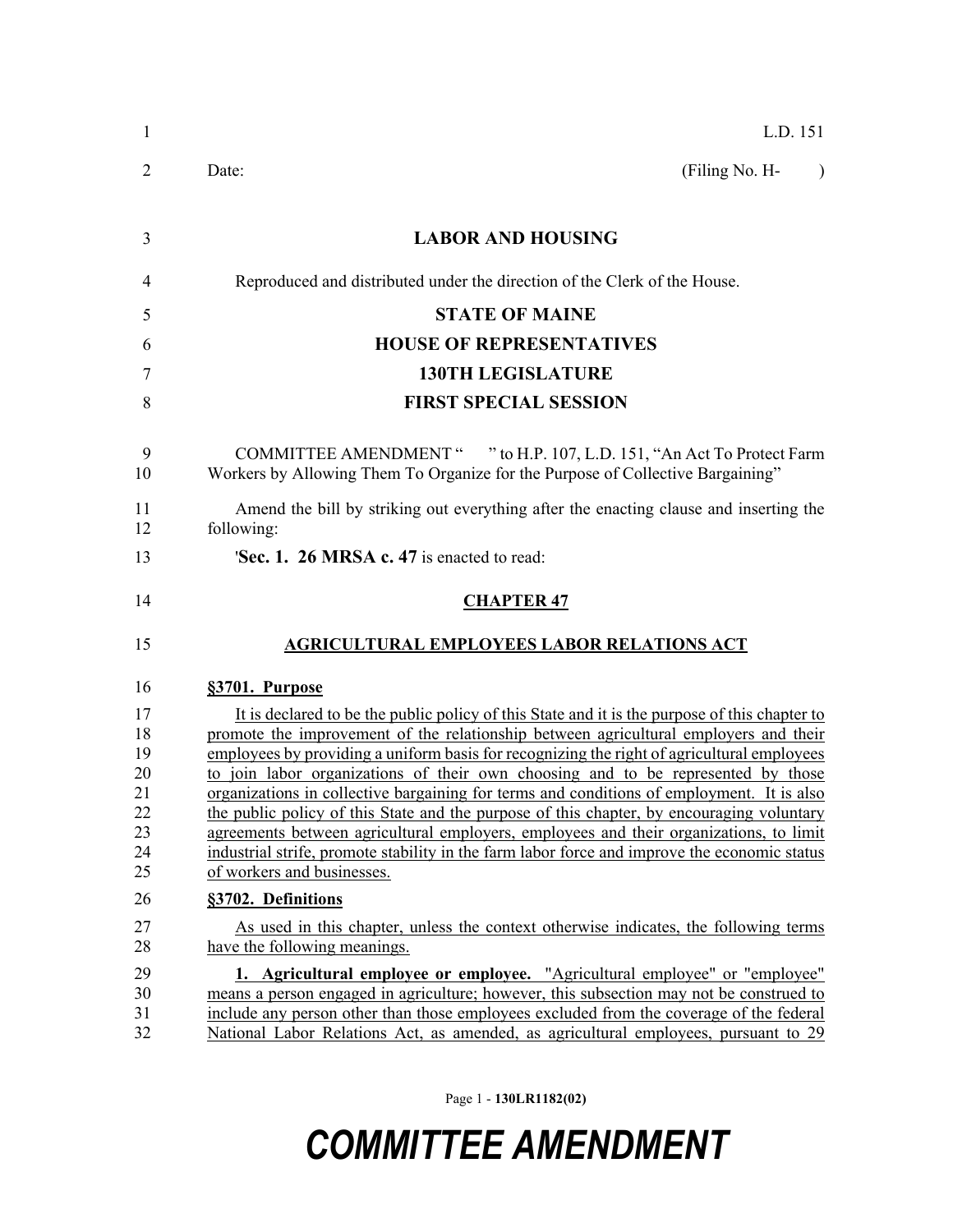L.D. 151

Date: (Filing No. H- )

# LABOR AND HOUSING

Reproduced and distributed under the direction of the Clerk of the House.

**STATE OF MAINE**

**HOUSE OF REPRESENTATIVES**

**130TH LEGISLATURE**

**FIRST SPECIAL SESSION**

COMMITTEE AMENDMENT " " to H.P. 107, L.D. 151, "An Act To Protect Farm Workers by Allowing Them To Organize for the Purpose of Collective Bargaining"

Amend the bill by striking out everything after the enacting clause and inserting the following:

'**Sec. 1. 26 MRSA c. 47** is enacted to read:

## CHAPTER 47

## AGRICULTURAL EMPLOYEES LABOR RELATIONS ACT

**§3701. Purpose**

It is declared to be the public policy of this State and it is the purpose of this chapter to promote the improvement of the relationship between agricultural employers and their employees by providing a uniform basis for recognizing the right of agricultural employees to join labor organizations of their own choosing and to be represented by those organizations in collective bargaining for terms and conditions of employment. It is also the public policy of this State and the purpose of this chapter, by encouraging voluntary agreements between agricultural employers, employees and their organizations, to limit industrial strife, promote stability in the farm labor force and improve the economic status of workers and businesses.

**§3702. Definitions**

As used in this chapter, unless the context otherwise indicates, the following terms have the following meanings.

**1. Agricultural employee or employee.** "Agricultural employee" or "employee" means a person engaged in agriculture; however, this subsection may not be construed to include any person other than those employees excluded from the coverage of the federal National Labor Relations Act, as amended, as agricultural employees, pursuant to 29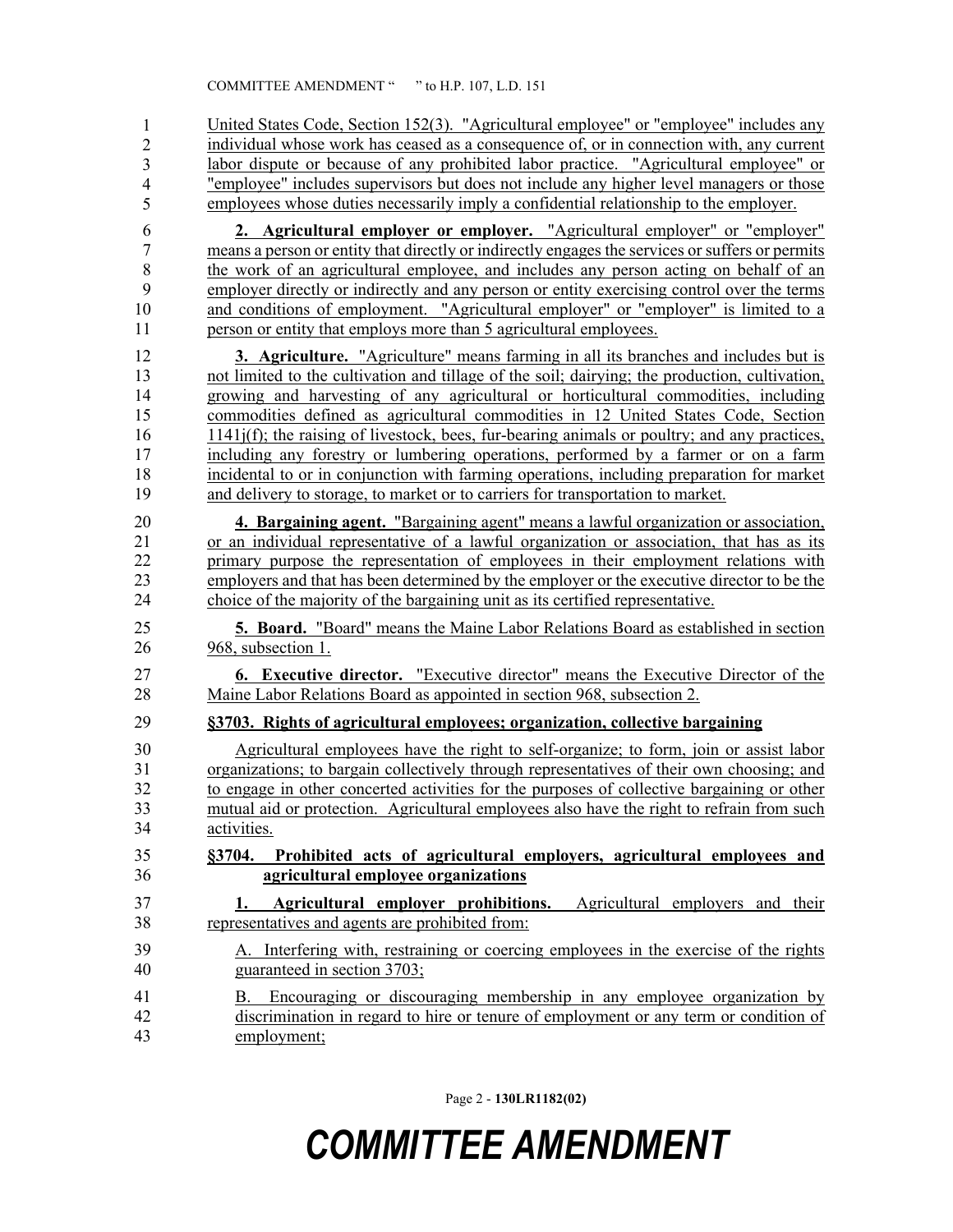United States Code, Section 152(3). "Agricultural employee" or "employee" includes any individual whose work has ceased as a consequence of, or in connection with, any current labor dispute or because of any prohibited labor practice. "Agricultural employee" or "employee" includes supervisors but does not include any higher level managers or those employees whose duties necessarily imply a confidential relationship to the employer.

**2. Agricultural employer or employer.** "Agricultural employer" or "employer" means a person or entity that directly or indirectly engages the services or suffers or permits the work of an agricultural employee, and includes any person acting on behalf of an employer directly or indirectly and any person or entity exercising control over the terms and conditions of employment. "Agricultural employer" or "employer" is limited to a person or entity that employs more than 5 agricultural employees.

**3. Agriculture.** "Agriculture" means farming in all its branches and includes but is not limited to the cultivation and tillage of the soil; dairying; the production, cultivation, growing and harvesting of any agricultural or horticultural commodities, including commodities defined as agricultural commodities in 12 United States Code, Section 1141j(f); the raising of livestock, bees, fur-bearing animals or poultry; and any practices, including any forestry or lumbering operations, performed by a farmer or on a farm incidental to or in conjunction with farming operations, including preparation for market and delivery to storage, to market or to carriers for transportation to market.

**4. Bargaining agent.** "Bargaining agent" means a lawful organization or association, or an individual representative of a lawful organization or association, that has as its primary purpose the representation of employees in their employment relations with employers and that has been determined by the employer or the executive director to be the choice of the majority of the bargaining unit as its certified representative.

**5. Board.** "Board" means the Maine Labor Relations Board as established in section 968, subsection 1.

**6. Executive director.** "Executive director" means the Executive Director of the Maine Labor Relations Board as appointed in section 968, subsection 2.

**§3703. Rights of agricultural employees; organization, collective bargaining**

Agricultural employees have the right to self-organize; to form, join or assist labor organizations; to bargain collectively through representatives of their own choosing; and to engage in other concerted activities for the purposes of collective bargaining or other mutual aid or protection. Agricultural employees also have the right to refrain from such activities.

**§3704. Prohibited acts of agricultural employers, agricultural employees and agricultural employee organizations**

**1. Agricultural employer prohibitions.** Agricultural employers and their representatives and agents are prohibited from:

A. Interfering with, restraining or coercing employees in the exercise of the rights guaranteed in section 3703;

B. Encouraging or discouraging membership in any employee organization by discrimination in regard to hire or tenure of employment or any term or condition of employment;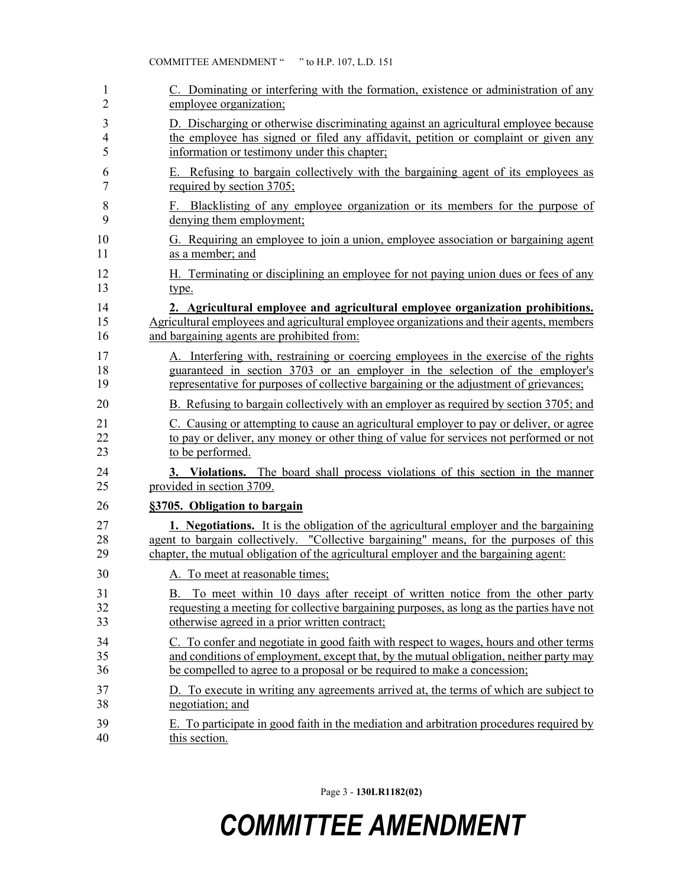C. Dominating or interfering with the formation, existence or administration of any employee organization;

D. Discharging or otherwise discriminating against an agricultural employee because the employee has signed or filed any affidavit, petition or complaint or given any information or testimony under this chapter;

E. Refusing to bargain collectively with the bargaining agent of its employees as required by section 3705;

F. Blacklisting of any employee organization or its members for the purpose of denying them employment;

G. Requiring an employee to join a union, employee association or bargaining agent as a member; and

H. Terminating or disciplining an employee for not paying union dues or fees of any type.

**2. Agricultural employee and agricultural employee organization prohibitions.** Agricultural employees and agricultural employee organizations and their agents, members and bargaining agents are prohibited from:

A. Interfering with, restraining or coercing employees in the exercise of the rights guaranteed in section 3703 or an employer in the selection of the employer's representative for purposes of collective bargaining or the adjustment of grievances;

B. Refusing to bargain collectively with an employer as required by section 3705; and

C. Causing or attempting to cause an agricultural employer to pay or deliver, or agree to pay or deliver, any money or other thing of value for services not performed or not to be performed.

**3. Violations.** The board shall process violations of this section in the manner provided in section 3709.

**§3705. Obligation to bargain**

**1. Negotiations.** It is the obligation of the agricultural employer and the bargaining agent to bargain collectively. "Collective bargaining" means, for the purposes of this chapter, the mutual obligation of the agricultural employer and the bargaining agent:

A. To meet at reasonable times;

B. To meet within 10 days after receipt of written notice from the other party requesting a meeting for collective bargaining purposes, as long as the parties have not otherwise agreed in a prior written contract;

C. To confer and negotiate in good faith with respect to wages, hours and other terms and conditions of employment, except that, by the mutual obligation, neither party may be compelled to agree to a proposal or be required to make a concession;

D. To execute in writing any agreements arrived at, the terms of which are subject to negotiation; and

E. To participate in good faith in the mediation and arbitration procedures required by this section.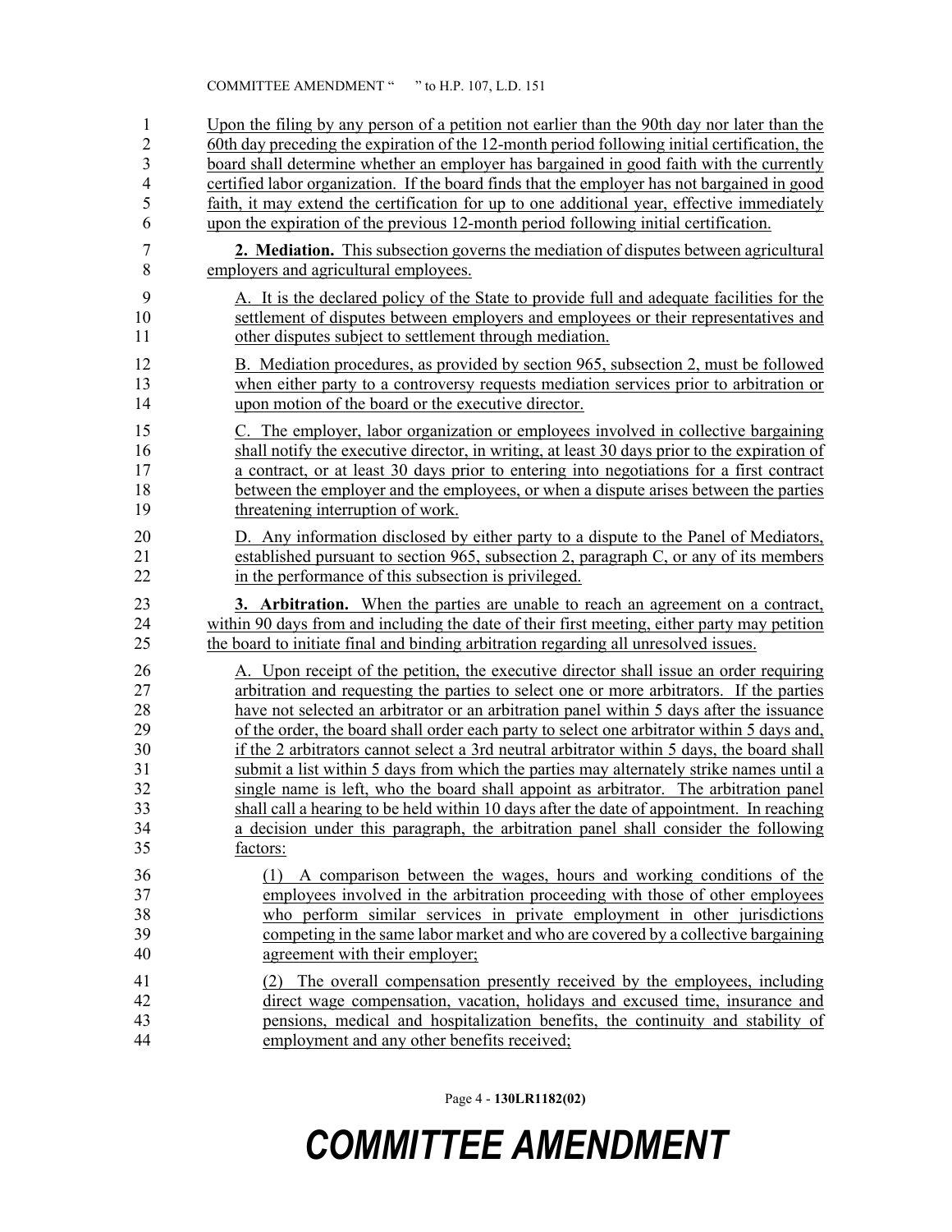Upon the filing by any person of a petition not earlier than the 90th day nor later than the 60th day preceding the expiration of the 12-month period following initial certification, the board shall determine whether an employer has bargained in good faith with the currently certified labor organization. If the board finds that the employer has not bargained in good faith, it may extend the certification for up to one additional year, effective immediately upon the expiration of the previous 12-month period following initial certification.

**2. Mediation.** This subsection governs the mediation of disputes between agricultural employers and agricultural employees.

A. It is the declared policy of the State to provide full and adequate facilities for the settlement of disputes between employers and employees or their representatives and other disputes subject to settlement through mediation.

B. Mediation procedures, as provided by section 965, subsection 2, must be followed when either party to a controversy requests mediation services prior to arbitration or upon motion of the board or the executive director.

C. The employer, labor organization or employees involved in collective bargaining shall notify the executive director, in writing, at least 30 days prior to the expiration of a contract, or at least 30 days prior to entering into negotiations for a first contract between the employer and the employees, or when a dispute arises between the parties threatening interruption of work.

D. Any information disclosed by either party to a dispute to the Panel of Mediators, established pursuant to section 965, subsection 2, paragraph C, or any of its members in the performance of this subsection is privileged.

**3. Arbitration.** When the parties are unable to reach an agreement on a contract, within 90 days from and including the date of their first meeting, either party may petition the board to initiate final and binding arbitration regarding all unresolved issues.

A. Upon receipt of the petition, the executive director shall issue an order requiring arbitration and requesting the parties to select one or more arbitrators. If the parties have not selected an arbitrator or an arbitration panel within 5 days after the issuance of the order, the board shall order each party to select one arbitrator within 5 days and, if the 2 arbitrators cannot select a 3rd neutral arbitrator within 5 days, the board shall submit a list within 5 days from which the parties may alternately strike names until a single name is left, who the board shall appoint as arbitrator. The arbitration panel shall call a hearing to be held within 10 days after the date of appointment. In reaching a decision under this paragraph, the arbitration panel shall consider the following factors:

(1) A comparison between the wages, hours and working conditions of the employees involved in the arbitration proceeding with those of other employees who perform similar services in private employment in other jurisdictions competing in the same labor market and who are covered by a collective bargaining agreement with their employer;

(2) The overall compensation presently received by the employees, including direct wage compensation, vacation, holidays and excused time, insurance and pensions, medical and hospitalization benefits, the continuity and stability of employment and any other benefits received;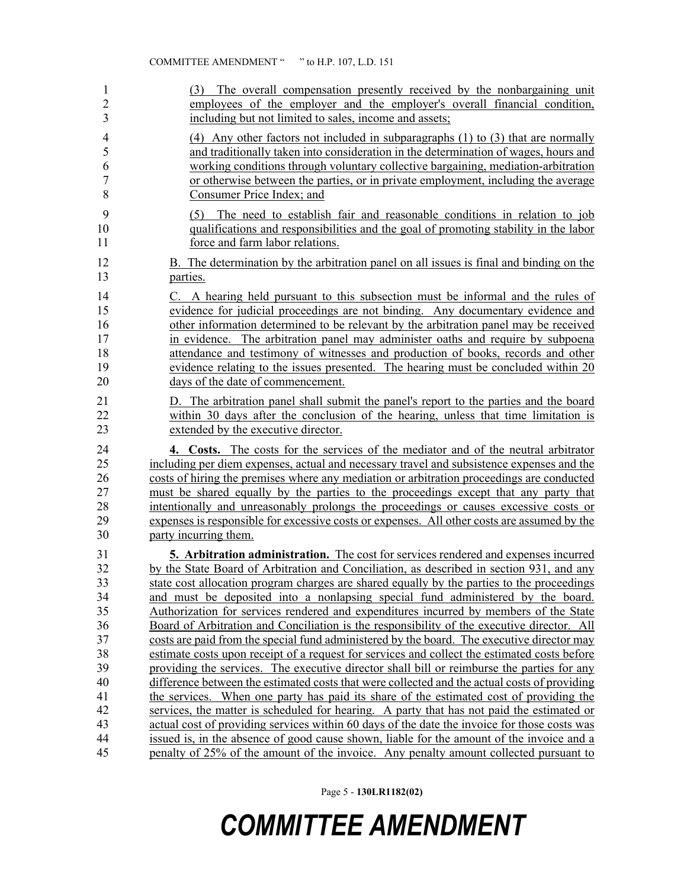(3) The overall compensation presently received by the nonbargaining unit employees of the employer and the employer's overall financial condition, including but not limited to sales, income and assets;

(4) Any other factors not included in subparagraphs (1) to (3) that are normally and traditionally taken into consideration in the determination of wages, hours and working conditions through voluntary collective bargaining, mediation-arbitration or otherwise between the parties, or in private employment, including the average Consumer Price Index; and

(5) The need to establish fair and reasonable conditions in relation to job qualifications and responsibilities and the goal of promoting stability in the labor force and farm labor relations.

B. The determination by the arbitration panel on all issues is final and binding on the parties.

C. A hearing held pursuant to this subsection must be informal and the rules of evidence for judicial proceedings are not binding. Any documentary evidence and other information determined to be relevant by the arbitration panel may be received in evidence. The arbitration panel may administer oaths and require by subpoena attendance and testimony of witnesses and production of books, records and other evidence relating to the issues presented. The hearing must be concluded within 20 days of the date of commencement.

D. The arbitration panel shall submit the panel's report to the parties and the board within 30 days after the conclusion of the hearing, unless that time limitation is extended by the executive director.

**4. Costs.** The costs for the services of the mediator and of the neutral arbitrator including per diem expenses, actual and necessary travel and subsistence expenses and the costs of hiring the premises where any mediation or arbitration proceedings are conducted must be shared equally by the parties to the proceedings except that any party that intentionally and unreasonably prolongs the proceedings or causes excessive costs or expenses is responsible for excessive costs or expenses. All other costs are assumed by the party incurring them.

**5. Arbitration administration.** The cost for services rendered and expenses incurred by the State Board of Arbitration and Conciliation, as described in section 931, and any state cost allocation program charges are shared equally by the parties to the proceedings and must be deposited into a nonlapsing special fund administered by the board. Authorization for services rendered and expenditures incurred by members of the State Board of Arbitration and Conciliation is the responsibility of the executive director. All costs are paid from the special fund administered by the board. The executive director may estimate costs upon receipt of a request for services and collect the estimated costs before providing the services. The executive director shall bill or reimburse the parties for any difference between the estimated costs that were collected and the actual costs of providing the services. When one party has paid its share of the estimated cost of providing the services, the matter is scheduled for hearing. A party that has not paid the estimated or actual cost of providing services within 60 days of the date the invoice for those costs was issued is, in the absence of good cause shown, liable for the amount of the invoice and a penalty of 25% of the amount of the invoice. Any penalty amount collected pursuant to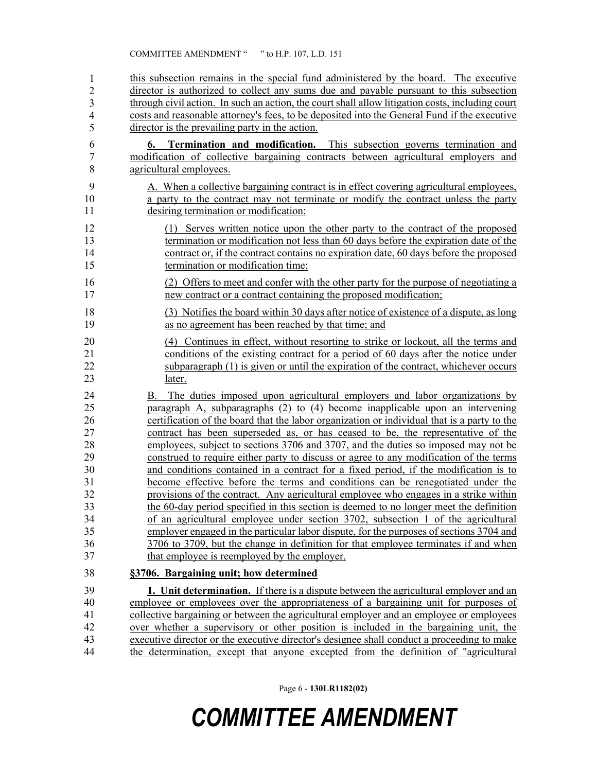this subsection remains in the special fund administered by the board. The executive director is authorized to collect any sums due and payable pursuant to this subsection through civil action. In such an action, the court shall allow litigation costs, including court costs and reasonable attorney's fees, to be deposited into the General Fund if the executive director is the prevailing party in the action.

**6. Termination and modification.** This subsection governs termination and modification of collective bargaining contracts between agricultural employers and agricultural employees.

A. When a collective bargaining contract is in effect covering agricultural employees, a party to the contract may not terminate or modify the contract unless the party desiring termination or modification:

(1) Serves written notice upon the other party to the contract of the proposed termination or modification not less than 60 days before the expiration date of the contract or, if the contract contains no expiration date, 60 days before the proposed termination or modification time;

(2) Offers to meet and confer with the other party for the purpose of negotiating a new contract or a contract containing the proposed modification;

(3) Notifies the board within 30 days after notice of existence of a dispute, as long as no agreement has been reached by that time; and

(4) Continues in effect, without resorting to strike or lockout, all the terms and conditions of the existing contract for a period of 60 days after the notice under subparagraph (1) is given or until the expiration of the contract, whichever occurs later.

B. The duties imposed upon agricultural employers and labor organizations by paragraph A, subparagraphs (2) to (4) become inapplicable upon an intervening certification of the board that the labor organization or individual that is a party to the contract has been superseded as, or has ceased to be, the representative of the employees, subject to sections 3706 and 3707, and the duties so imposed may not be construed to require either party to discuss or agree to any modification of the terms and conditions contained in a contract for a fixed period, if the modification is to become effective before the terms and conditions can be renegotiated under the provisions of the contract. Any agricultural employee who engages in a strike within the 60-day period specified in this section is deemed to no longer meet the definition of an agricultural employee under section 3702, subsection 1 of the agricultural employer engaged in the particular labor dispute, for the purposes of sections 3704 and 3706 to 3709, but the change in definition for that employee terminates if and when that employee is reemployed by the employer.

**§3706. Bargaining unit; how determined**

**1. Unit determination.** If there is a dispute between the agricultural employer and an employee or employees over the appropriateness of a bargaining unit for purposes of collective bargaining or between the agricultural employer and an employee or employees over whether a supervisory or other position is included in the bargaining unit, the executive director or the executive director's designee shall conduct a proceeding to make the determination, except that anyone excepted from the definition of "agricultural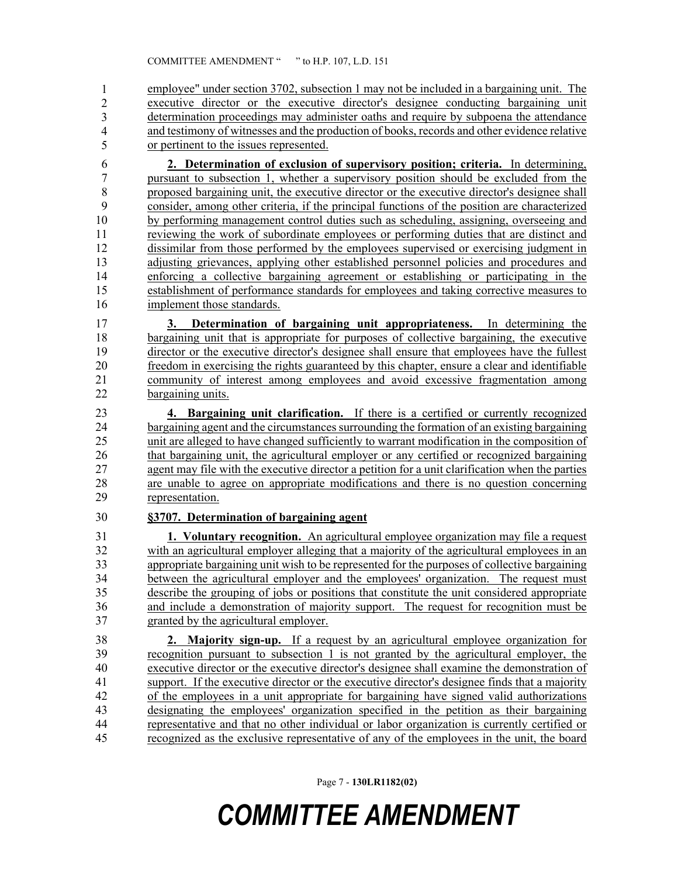employee" under section 3702, subsection 1 may not be included in a bargaining unit. The executive director or the executive director's designee conducting bargaining unit determination proceedings may administer oaths and require by subpoena the attendance and testimony of witnesses and the production of books, records and other evidence relative or pertinent to the issues represented.

**2. Determination of exclusion of supervisory position; criteria.** In determining, pursuant to subsection 1, whether a supervisory position should be excluded from the proposed bargaining unit, the executive director or the executive director's designee shall consider, among other criteria, if the principal functions of the position are characterized by performing management control duties such as scheduling, assigning, overseeing and reviewing the work of subordinate employees or performing duties that are distinct and dissimilar from those performed by the employees supervised or exercising judgment in adjusting grievances, applying other established personnel policies and procedures and enforcing a collective bargaining agreement or establishing or participating in the establishment of performance standards for employees and taking corrective measures to implement those standards.

**3. Determination of bargaining unit appropriateness.** In determining the bargaining unit that is appropriate for purposes of collective bargaining, the executive director or the executive director's designee shall ensure that employees have the fullest freedom in exercising the rights guaranteed by this chapter, ensure a clear and identifiable community of interest among employees and avoid excessive fragmentation among bargaining units.

**4. Bargaining unit clarification.** If there is a certified or currently recognized bargaining agent and the circumstances surrounding the formation of an existing bargaining unit are alleged to have changed sufficiently to warrant modification in the composition of that bargaining unit, the agricultural employer or any certified or recognized bargaining agent may file with the executive director a petition for a unit clarification when the parties are unable to agree on appropriate modifications and there is no question concerning representation.

**§3707. Determination of bargaining agent**

**1. Voluntary recognition.** An agricultural employee organization may file a request with an agricultural employer alleging that a majority of the agricultural employees in an appropriate bargaining unit wish to be represented for the purposes of collective bargaining between the agricultural employer and the employees' organization. The request must describe the grouping of jobs or positions that constitute the unit considered appropriate and include a demonstration of majority support. The request for recognition must be granted by the agricultural employer.

**2. Majority sign-up.** If a request by an agricultural employee organization for recognition pursuant to subsection 1 is not granted by the agricultural employer, the executive director or the executive director's designee shall examine the demonstration of support. If the executive director or the executive director's designee finds that a majority of the employees in a unit appropriate for bargaining have signed valid authorizations designating the employees' organization specified in the petition as their bargaining representative and that no other individual or labor organization is currently certified or recognized as the exclusive representative of any of the employees in the unit, the board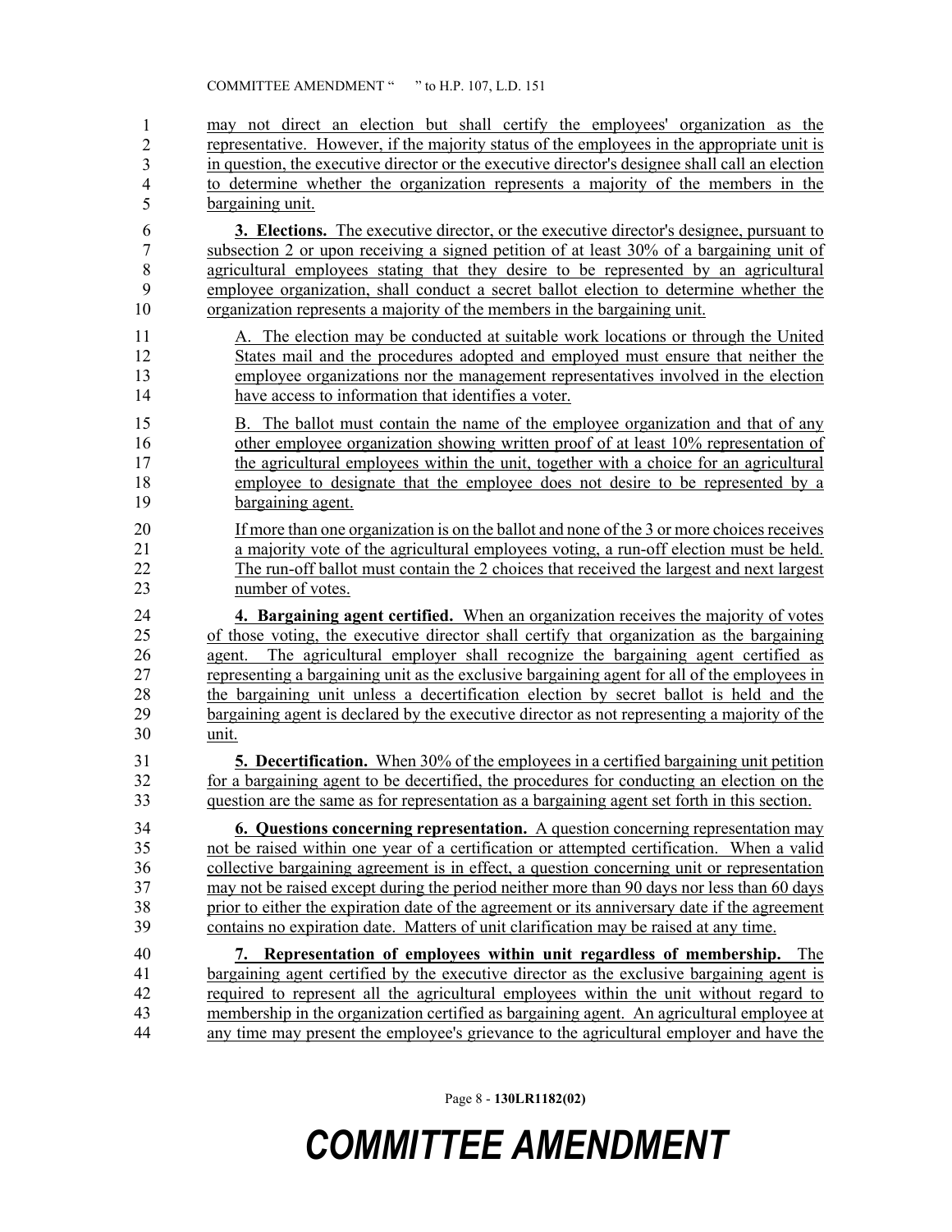may not direct an election but shall certify the employees' organization as the representative. However, if the majority status of the employees in the appropriate unit is in question, the executive director or the executive director's designee shall call an election to determine whether the organization represents a majority of the members in the bargaining unit.

**3. Elections.** The executive director, or the executive director's designee, pursuant to subsection 2 or upon receiving a signed petition of at least 30% of a bargaining unit of agricultural employees stating that they desire to be represented by an agricultural employee organization, shall conduct a secret ballot election to determine whether the organization represents a majority of the members in the bargaining unit.

A. The election may be conducted at suitable work locations or through the United States mail and the procedures adopted and employed must ensure that neither the employee organizations nor the management representatives involved in the election have access to information that identifies a voter.

B. The ballot must contain the name of the employee organization and that of any other employee organization showing written proof of at least 10% representation of the agricultural employees within the unit, together with a choice for an agricultural employee to designate that the employee does not desire to be represented by a bargaining agent.

If more than one organization is on the ballot and none of the 3 or more choices receives a majority vote of the agricultural employees voting, a run-off election must be held. The run-off ballot must contain the 2 choices that received the largest and next largest number of votes.

**4. Bargaining agent certified.** When an organization receives the majority of votes of those voting, the executive director shall certify that organization as the bargaining agent. The agricultural employer shall recognize the bargaining agent certified as representing a bargaining unit as the exclusive bargaining agent for all of the employees in the bargaining unit unless a decertification election by secret ballot is held and the bargaining agent is declared by the executive director as not representing a majority of the unit.

**5. Decertification.** When 30% of the employees in a certified bargaining unit petition for a bargaining agent to be decertified, the procedures for conducting an election on the question are the same as for representation as a bargaining agent set forth in this section.

**6. Questions concerning representation.** A question concerning representation may not be raised within one year of a certification or attempted certification. When a valid collective bargaining agreement is in effect, a question concerning unit or representation may not be raised except during the period neither more than 90 days nor less than 60 days prior to either the expiration date of the agreement or its anniversary date if the agreement contains no expiration date. Matters of unit clarification may be raised at any time.

**7. Representation of employees within unit regardless of membership.** The bargaining agent certified by the executive director as the exclusive bargaining agent is required to represent all the agricultural employees within the unit without regard to membership in the organization certified as bargaining agent. An agricultural employee at any time may present the employee's grievance to the agricultural employer and have the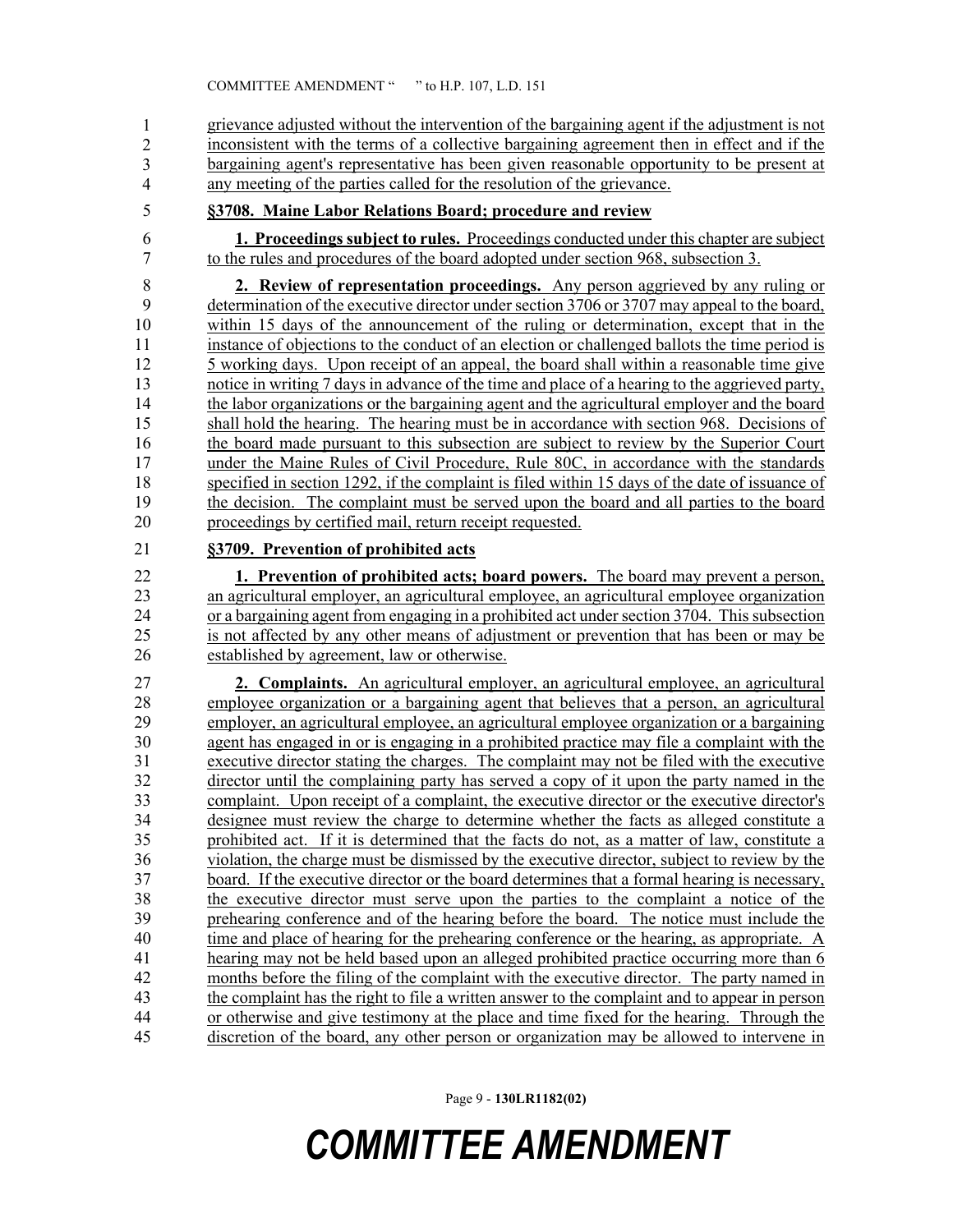grievance adjusted without the intervention of the bargaining agent if the adjustment is not inconsistent with the terms of a collective bargaining agreement then in effect and if the bargaining agent's representative has been given reasonable opportunity to be present at any meeting of the parties called for the resolution of the grievance.

**§3708. Maine Labor Relations Board; procedure and review**

**1. Proceedings subject to rules.** Proceedings conducted under this chapter are subject to the rules and procedures of the board adopted under section 968, subsection 3.

**2. Review of representation proceedings.** Any person aggrieved by any ruling or determination of the executive director under section 3706 or 3707 may appeal to the board, within 15 days of the announcement of the ruling or determination, except that in the instance of objections to the conduct of an election or challenged ballots the time period is 5 working days. Upon receipt of an appeal, the board shall within a reasonable time give notice in writing 7 days in advance of the time and place of a hearing to the aggrieved party, the labor organizations or the bargaining agent and the agricultural employer and the board shall hold the hearing. The hearing must be in accordance with section 968. Decisions of the board made pursuant to this subsection are subject to review by the Superior Court under the Maine Rules of Civil Procedure, Rule 80C, in accordance with the standards specified in section 1292, if the complaint is filed within 15 days of the date of issuance of the decision. The complaint must be served upon the board and all parties to the board proceedings by certified mail, return receipt requested.

**§3709. Prevention of prohibited acts**

**1. Prevention of prohibited acts; board powers.** The board may prevent a person, an agricultural employer, an agricultural employee, an agricultural employee organization or a bargaining agent from engaging in a prohibited act under section 3704. This subsection is not affected by any other means of adjustment or prevention that has been or may be established by agreement, law or otherwise.

**2. Complaints.** An agricultural employer, an agricultural employee, an agricultural employee organization or a bargaining agent that believes that a person, an agricultural employer, an agricultural employee, an agricultural employee organization or a bargaining agent has engaged in or is engaging in a prohibited practice may file a complaint with the executive director stating the charges. The complaint may not be filed with the executive director until the complaining party has served a copy of it upon the party named in the complaint. Upon receipt of a complaint, the executive director or the executive director's designee must review the charge to determine whether the facts as alleged constitute a prohibited act. If it is determined that the facts do not, as a matter of law, constitute a violation, the charge must be dismissed by the executive director, subject to review by the board. If the executive director or the board determines that a formal hearing is necessary, the executive director must serve upon the parties to the complaint a notice of the prehearing conference and of the hearing before the board. The notice must include the time and place of hearing for the prehearing conference or the hearing, as appropriate. A hearing may not be held based upon an alleged prohibited practice occurring more than 6 months before the filing of the complaint with the executive director. The party named in the complaint has the right to file a written answer to the complaint and to appear in person or otherwise and give testimony at the place and time fixed for the hearing. Through the discretion of the board, any other person or organization may be allowed to intervene in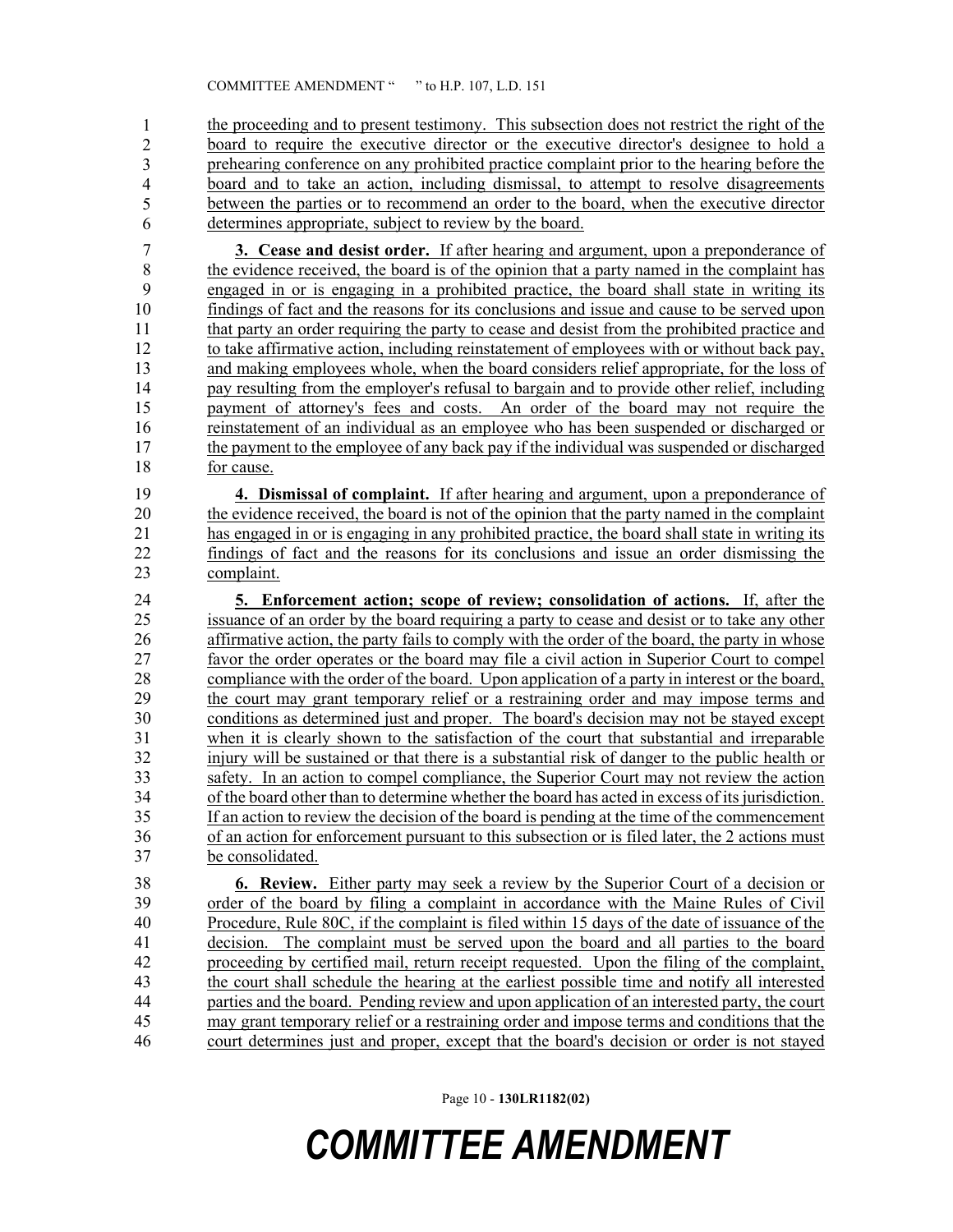the proceeding and to present testimony. This subsection does not restrict the right of the board to require the executive director or the executive director's designee to hold a prehearing conference on any prohibited practice complaint prior to the hearing before the board and to take an action, including dismissal, to attempt to resolve disagreements between the parties or to recommend an order to the board, when the executive director determines appropriate, subject to review by the board.

**3. Cease and desist order.** If after hearing and argument, upon a preponderance of the evidence received, the board is of the opinion that a party named in the complaint has engaged in or is engaging in a prohibited practice, the board shall state in writing its findings of fact and the reasons for its conclusions and issue and cause to be served upon that party an order requiring the party to cease and desist from the prohibited practice and to take affirmative action, including reinstatement of employees with or without back pay, and making employees whole, when the board considers relief appropriate, for the loss of pay resulting from the employer's refusal to bargain and to provide other relief, including payment of attorney's fees and costs. An order of the board may not require the reinstatement of an individual as an employee who has been suspended or discharged or the payment to the employee of any back pay if the individual was suspended or discharged for cause.

**4. Dismissal of complaint.** If after hearing and argument, upon a preponderance of the evidence received, the board is not of the opinion that the party named in the complaint has engaged in or is engaging in any prohibited practice, the board shall state in writing its findings of fact and the reasons for its conclusions and issue an order dismissing the complaint.

**5. Enforcement action; scope of review; consolidation of actions.** If, after the issuance of an order by the board requiring a party to cease and desist or to take any other affirmative action, the party fails to comply with the order of the board, the party in whose favor the order operates or the board may file a civil action in Superior Court to compel compliance with the order of the board. Upon application of a party in interest or the board, the court may grant temporary relief or a restraining order and may impose terms and conditions as determined just and proper. The board's decision may not be stayed except when it is clearly shown to the satisfaction of the court that substantial and irreparable injury will be sustained or that there is a substantial risk of danger to the public health or safety. In an action to compel compliance, the Superior Court may not review the action of the board other than to determine whether the board has acted in excess of its jurisdiction. If an action to review the decision of the board is pending at the time of the commencement of an action for enforcement pursuant to this subsection or is filed later, the 2 actions must be consolidated.

**6. Review.** Either party may seek a review by the Superior Court of a decision or order of the board by filing a complaint in accordance with the Maine Rules of Civil Procedure, Rule 80C, if the complaint is filed within 15 days of the date of issuance of the decision. The complaint must be served upon the board and all parties to the board proceeding by certified mail, return receipt requested. Upon the filing of the complaint, the court shall schedule the hearing at the earliest possible time and notify all interested parties and the board. Pending review and upon application of an interested party, the court may grant temporary relief or a restraining order and impose terms and conditions that the court determines just and proper, except that the board's decision or order is not stayed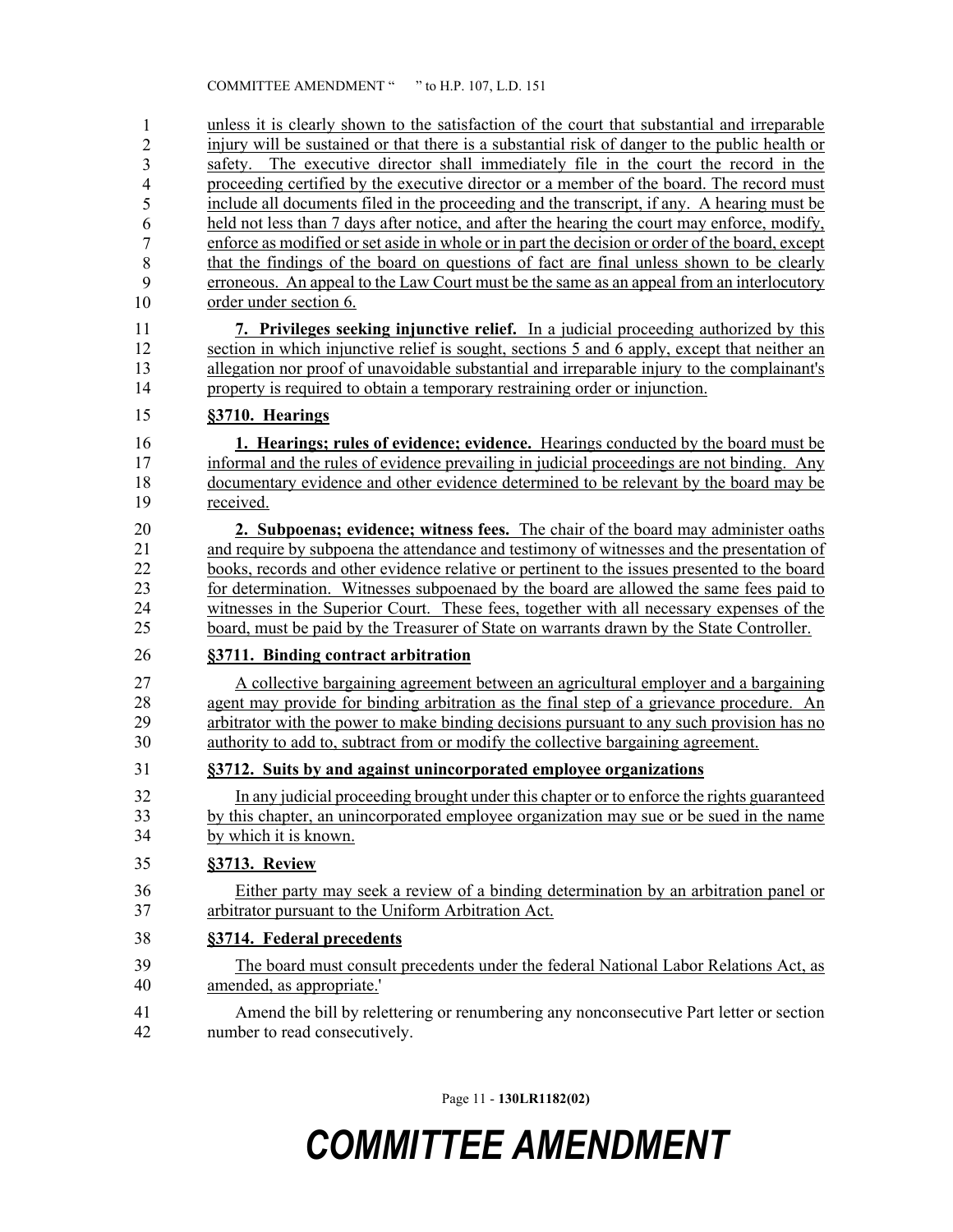unless it is clearly shown to the satisfaction of the court that substantial and irreparable injury will be sustained or that there is a substantial risk of danger to the public health or safety. The executive director shall immediately file in the court the record in the proceeding certified by the executive director or a member of the board. The record must include all documents filed in the proceeding and the transcript, if any. A hearing must be held not less than 7 days after notice, and after the hearing the court may enforce, modify, enforce as modified or set aside in whole or in part the decision or order of the board, except that the findings of the board on questions of fact are final unless shown to be clearly erroneous. An appeal to the Law Court must be the same as an appeal from an interlocutory order under section 6.

**7. Privileges seeking injunctive relief.** In a judicial proceeding authorized by this section in which injunctive relief is sought, sections 5 and 6 apply, except that neither an allegation nor proof of unavoidable substantial and irreparable injury to the complainant's property is required to obtain a temporary restraining order or injunction.

**§3710. Hearings**

**1. Hearings; rules of evidence; evidence.** Hearings conducted by the board must be informal and the rules of evidence prevailing in judicial proceedings are not binding. Any documentary evidence and other evidence determined to be relevant by the board may be received.

**2. Subpoenas; evidence; witness fees.** The chair of the board may administer oaths and require by subpoena the attendance and testimony of witnesses and the presentation of books, records and other evidence relative or pertinent to the issues presented to the board for determination. Witnesses subpoenaed by the board are allowed the same fees paid to witnesses in the Superior Court. These fees, together with all necessary expenses of the board, must be paid by the Treasurer of State on warrants drawn by the State Controller.

**§3711. Binding contract arbitration**

A collective bargaining agreement between an agricultural employer and a bargaining agent may provide for binding arbitration as the final step of a grievance procedure. An arbitrator with the power to make binding decisions pursuant to any such provision has no authority to add to, subtract from or modify the collective bargaining agreement.

**§3712. Suits by and against unincorporated employee organizations**

In any judicial proceeding brought under this chapter or to enforce the rights guaranteed by this chapter, an unincorporated employee organization may sue or be sued in the name by which it is known.

**§3713. Review**

Either party may seek a review of a binding determination by an arbitration panel or arbitrator pursuant to the Uniform Arbitration Act.

**§3714. Federal precedents**

The board must consult precedents under the federal National Labor Relations Act, as amended, as appropriate.'

Amend the bill by relettering or renumbering any nonconsecutive Part letter or section number to read consecutively.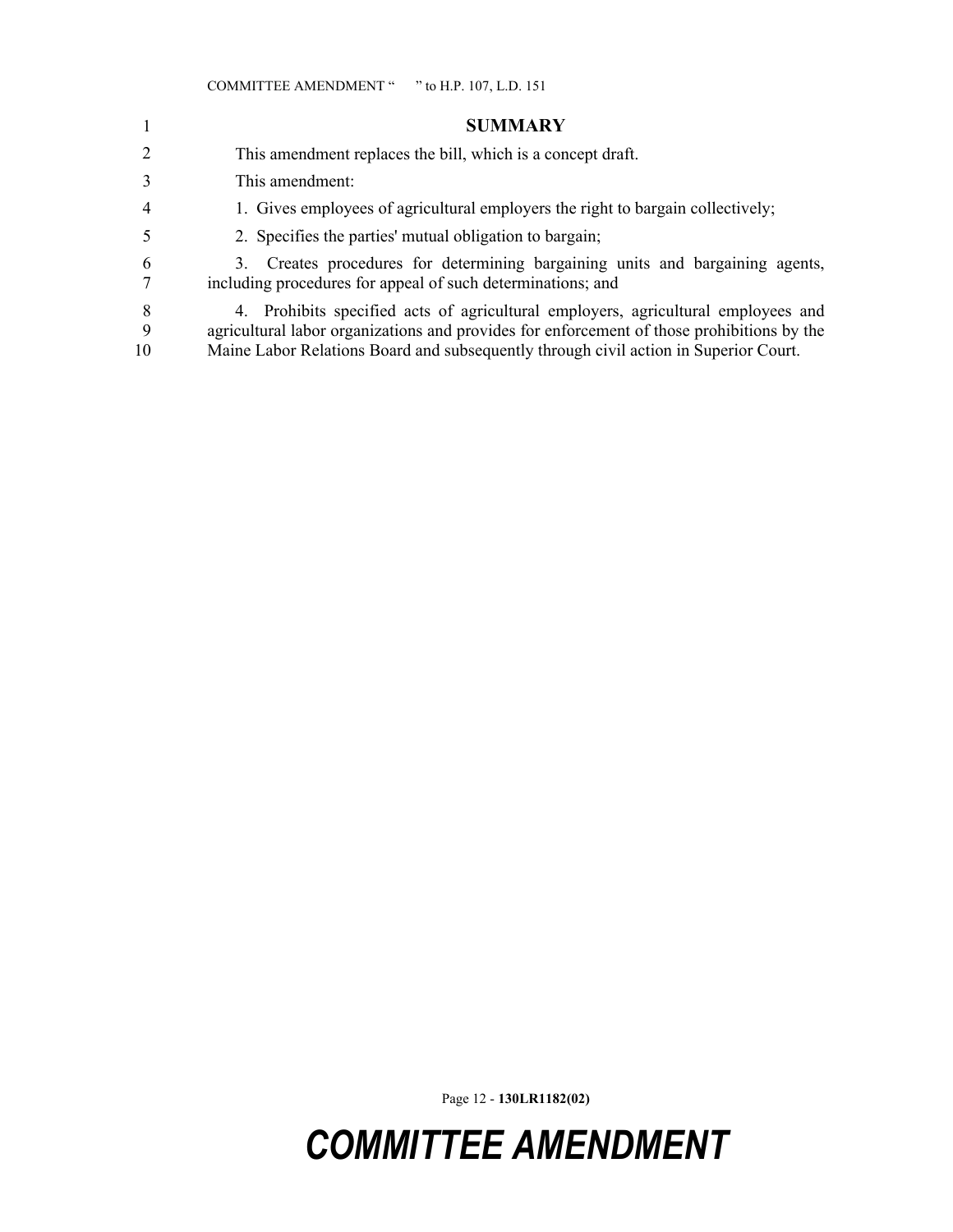## SUMMARY

This amendment replaces the bill, which is a concept draft.

This amendment:

1. Gives employees of agricultural employers the right to bargain collectively;

2. Specifies the parties' mutual obligation to bargain;

3. Creates procedures for determining bargaining units and bargaining agents, including procedures for appeal of such determinations; and

4. Prohibits specified acts of agricultural employers, agricultural employees and agricultural labor organizations and provides for enforcement of those prohibitions by the Maine Labor Relations Board and subsequently through civil action in Superior Court.